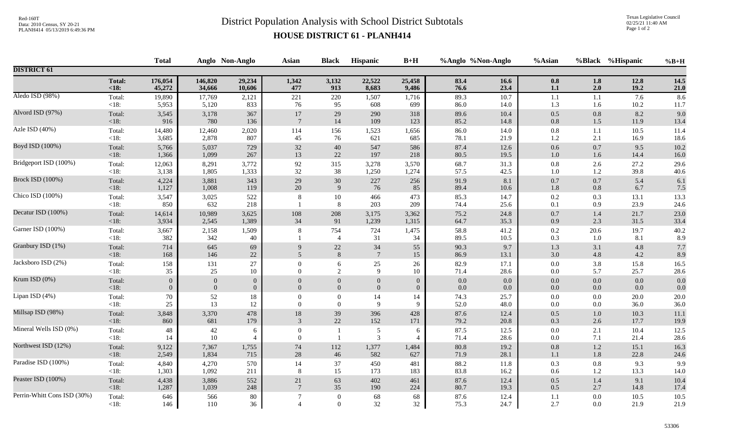# District Population Analysis with School District Subtotals

## HOUSE DISTRICT 61 - PLANH414

Red-160T
Data: 2010 Census, SY 20-21
PLANH414 05/13/2019 6:49:36 PM

Texas Legislative Council
02/25/21 11:40 AM

| | | Total | Anglo | Non-Anglo | Asian | Black | Hispanic | B+H | %Anglo | %Non-Anglo | %Asian | %Black | %Hispanic | %B+H |
|---|---|---|---|---|---|---|---|---|---|---|---|---|---|---|
| **DISTRICT 61** | | | | | | | | | | | | | | |
| | **Total:** | **176,054** | **146,820** | **29,234** | **1,342** | **3,132** | **22,522** | **25,458** | **83.4** | **16.6** | **0.8** | **1.8** | **12.8** | **14.5** |
| | **<18:** | **45,272** | **34,666** | **10,606** | **477** | **913** | **8,683** | **9,486** | **76.6** | **23.4** | **1.1** | **2.0** | **19.2** | **21.0** |
| Aledo ISD (98%) | Total: | 19,890 | 17,769 | 2,121 | 221 | 220 | 1,507 | 1,716 | 89.3 | 10.7 | 1.1 | 1.1 | 7.6 | 8.6 |
| | <18: | 5,953 | 5,120 | 833 | 76 | 95 | 608 | 699 | 86.0 | 14.0 | 1.3 | 1.6 | 10.2 | 11.7 |
| Alvord ISD (97%) | Total: | 3,545 | 3,178 | 367 | 17 | 29 | 290 | 318 | 89.6 | 10.4 | 0.5 | 0.8 | 8.2 | 9.0 |
| | <18: | 916 | 780 | 136 | 7 | 14 | 109 | 123 | 85.2 | 14.8 | 0.8 | 1.5 | 11.9 | 13.4 |
| Azle ISD (40%) | Total: | 14,480 | 12,460 | 2,020 | 114 | 156 | 1,523 | 1,656 | 86.0 | 14.0 | 0.8 | 1.1 | 10.5 | 11.4 |
| | <18: | 3,685 | 2,878 | 807 | 45 | 76 | 621 | 685 | 78.1 | 21.9 | 1.2 | 2.1 | 16.9 | 18.6 |
| Boyd ISD (100%) | Total: | 5,766 | 5,037 | 729 | 32 | 40 | 547 | 586 | 87.4 | 12.6 | 0.6 | 0.7 | 9.5 | 10.2 |
| | <18: | 1,366 | 1,099 | 267 | 13 | 22 | 197 | 218 | 80.5 | 19.5 | 1.0 | 1.6 | 14.4 | 16.0 |
| Bridgeport ISD (100%) | Total: | 12,063 | 8,291 | 3,772 | 92 | 315 | 3,278 | 3,570 | 68.7 | 31.3 | 0.8 | 2.6 | 27.2 | 29.6 |
| | <18: | 3,138 | 1,805 | 1,333 | 32 | 38 | 1,250 | 1,274 | 57.5 | 42.5 | 1.0 | 1.2 | 39.8 | 40.6 |
| Brock ISD (100%) | Total: | 4,224 | 3,881 | 343 | 29 | 30 | 227 | 256 | 91.9 | 8.1 | 0.7 | 0.7 | 5.4 | 6.1 |
| | <18: | 1,127 | 1,008 | 119 | 20 | 9 | 76 | 85 | 89.4 | 10.6 | 1.8 | 0.8 | 6.7 | 7.5 |
| Chico ISD (100%) | Total: | 3,547 | 3,025 | 522 | 8 | 10 | 466 | 473 | 85.3 | 14.7 | 0.2 | 0.3 | 13.1 | 13.3 |
| | <18: | 850 | 632 | 218 | 1 | 8 | 203 | 209 | 74.4 | 25.6 | 0.1 | 0.9 | 23.9 | 24.6 |
| Decatur ISD (100%) | Total: | 14,614 | 10,989 | 3,625 | 108 | 208 | 3,175 | 3,362 | 75.2 | 24.8 | 0.7 | 1.4 | 21.7 | 23.0 |
| | <18: | 3,934 | 2,545 | 1,389 | 34 | 91 | 1,239 | 1,315 | 64.7 | 35.3 | 0.9 | 2.3 | 31.5 | 33.4 |
| Garner ISD (100%) | Total: | 3,667 | 2,158 | 1,509 | 8 | 754 | 724 | 1,475 | 58.8 | 41.2 | 0.2 | 20.6 | 19.7 | 40.2 |
| | <18: | 382 | 342 | 40 | 1 | 4 | 31 | 34 | 89.5 | 10.5 | 0.3 | 1.0 | 8.1 | 8.9 |
| Granbury ISD (1%) | Total: | 714 | 645 | 69 | 9 | 22 | 34 | 55 | 90.3 | 9.7 | 1.3 | 3.1 | 4.8 | 7.7 |
| | <18: | 168 | 146 | 22 | 5 | 8 | 7 | 15 | 86.9 | 13.1 | 3.0 | 4.8 | 4.2 | 8.9 |
| Jacksboro ISD (2%) | Total: | 158 | 131 | 27 | 0 | 6 | 25 | 26 | 82.9 | 17.1 | 0.0 | 3.8 | 15.8 | 16.5 |
| | <18: | 35 | 25 | 10 | 0 | 2 | 9 | 10 | 71.4 | 28.6 | 0.0 | 5.7 | 25.7 | 28.6 |
| Krum ISD (0%) | Total: | 0 | 0 | 0 | 0 | 0 | 0 | 0 | 0.0 | 0.0 | 0.0 | 0.0 | 0.0 | 0.0 |
| | <18: | 0 | 0 | 0 | 0 | 0 | 0 | 0 | 0.0 | 0.0 | 0.0 | 0.0 | 0.0 | 0.0 |
| Lipan ISD (4%) | Total: | 70 | 52 | 18 | 0 | 0 | 14 | 14 | 74.3 | 25.7 | 0.0 | 0.0 | 20.0 | 20.0 |
| | <18: | 25 | 13 | 12 | 0 | 0 | 9 | 9 | 52.0 | 48.0 | 0.0 | 0.0 | 36.0 | 36.0 |
| Millsap ISD (98%) | Total: | 3,848 | 3,370 | 478 | 18 | 39 | 396 | 428 | 87.6 | 12.4 | 0.5 | 1.0 | 10.3 | 11.1 |
| | <18: | 860 | 681 | 179 | 3 | 22 | 152 | 171 | 79.2 | 20.8 | 0.3 | 2.6 | 17.7 | 19.9 |
| Mineral Wells ISD (0%) | Total: | 48 | 42 | 6 | 0 | 1 | 5 | 6 | 87.5 | 12.5 | 0.0 | 2.1 | 10.4 | 12.5 |
| | <18: | 14 | 10 | 4 | 0 | 1 | 3 | 4 | 71.4 | 28.6 | 0.0 | 7.1 | 21.4 | 28.6 |
| Northwest ISD (12%) | Total: | 9,122 | 7,367 | 1,755 | 74 | 112 | 1,377 | 1,484 | 80.8 | 19.2 | 0.8 | 1.2 | 15.1 | 16.3 |
| | <18: | 2,549 | 1,834 | 715 | 28 | 46 | 582 | 627 | 71.9 | 28.1 | 1.1 | 1.8 | 22.8 | 24.6 |
| Paradise ISD (100%) | Total: | 4,840 | 4,270 | 570 | 14 | 37 | 450 | 481 | 88.2 | 11.8 | 0.3 | 0.8 | 9.3 | 9.9 |
| | <18: | 1,303 | 1,092 | 211 | 8 | 15 | 173 | 183 | 83.8 | 16.2 | 0.6 | 1.2 | 13.3 | 14.0 |
| Peaster ISD (100%) | Total: | 4,438 | 3,886 | 552 | 21 | 63 | 402 | 461 | 87.6 | 12.4 | 0.5 | 1.4 | 9.1 | 10.4 |
| | <18: | 1,287 | 1,039 | 248 | 7 | 35 | 190 | 224 | 80.7 | 19.3 | 0.5 | 2.7 | 14.8 | 17.4 |
| Perrin-Whitt Cons ISD (30%) | Total: | 646 | 566 | 80 | 7 | 0 | 68 | 68 | 87.6 | 12.4 | 1.1 | 0.0 | 10.5 | 10.5 |
| | <18: | 146 | 110 | 36 | 4 | 0 | 32 | 32 | 75.3 | 24.7 | 2.7 | 0.0 | 21.9 | 21.9 |

53306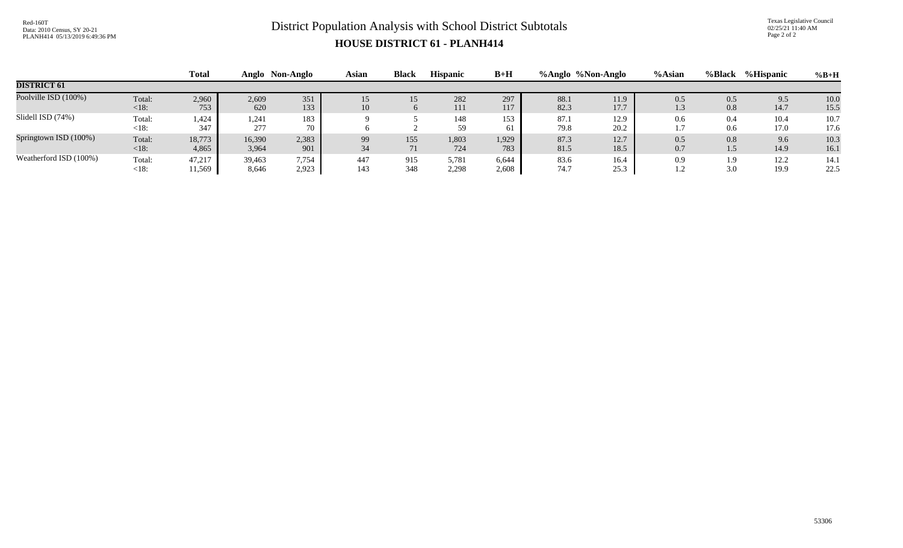Red-160T
Data: 2010 Census, SY 20-21
PLANH414 05/13/2019 6:49:36 PM

# District Population Analysis with School District Subtotals

## HOUSE DISTRICT 61 - PLANH414

Texas Legislative Council
02/25/21 11:40 AM

| | | Total | Anglo | Non-Anglo | Asian | Black | Hispanic | B+H | %Anglo | %Non-Anglo | %Asian | %Black | %Hispanic | %B+H |
|---|---|---|---|---|---|---|---|---|---|---|---|---|---|---|
| **DISTRICT 61** | | | | | | | | | | | | | | |
| Poolville ISD (100%) | Total: | 2,960 | 2,609 | 351 | 15 | 15 | 282 | 297 | 88.1 | 11.9 | 0.5 | 0.5 | 9.5 | 10.0 |
| | <18: | 753 | 620 | 133 | 10 | 6 | 111 | 117 | 82.3 | 17.7 | 1.3 | 0.8 | 14.7 | 15.5 |
| Slidell ISD (74%) | Total: | 1,424 | 1,241 | 183 | 9 | 5 | 148 | 153 | 87.1 | 12.9 | 0.6 | 0.4 | 10.4 | 10.7 |
| | <18: | 347 | 277 | 70 | 6 | 2 | 59 | 61 | 79.8 | 20.2 | 1.7 | 0.6 | 17.0 | 17.6 |
| Springtown ISD (100%) | Total: | 18,773 | 16,390 | 2,383 | 99 | 155 | 1,803 | 1,929 | 87.3 | 12.7 | 0.5 | 0.8 | 9.6 | 10.3 |
| | <18: | 4,865 | 3,964 | 901 | 34 | 71 | 724 | 783 | 81.5 | 18.5 | 0.7 | 1.5 | 14.9 | 16.1 |
| Weatherford ISD (100%) | Total: | 47,217 | 39,463 | 7,754 | 447 | 915 | 5,781 | 6,644 | 83.6 | 16.4 | 0.9 | 1.9 | 12.2 | 14.1 |
| | <18: | 11,569 | 8,646 | 2,923 | 143 | 348 | 2,298 | 2,608 | 74.7 | 25.3 | 1.2 | 3.0 | 19.9 | 22.5 |

53306